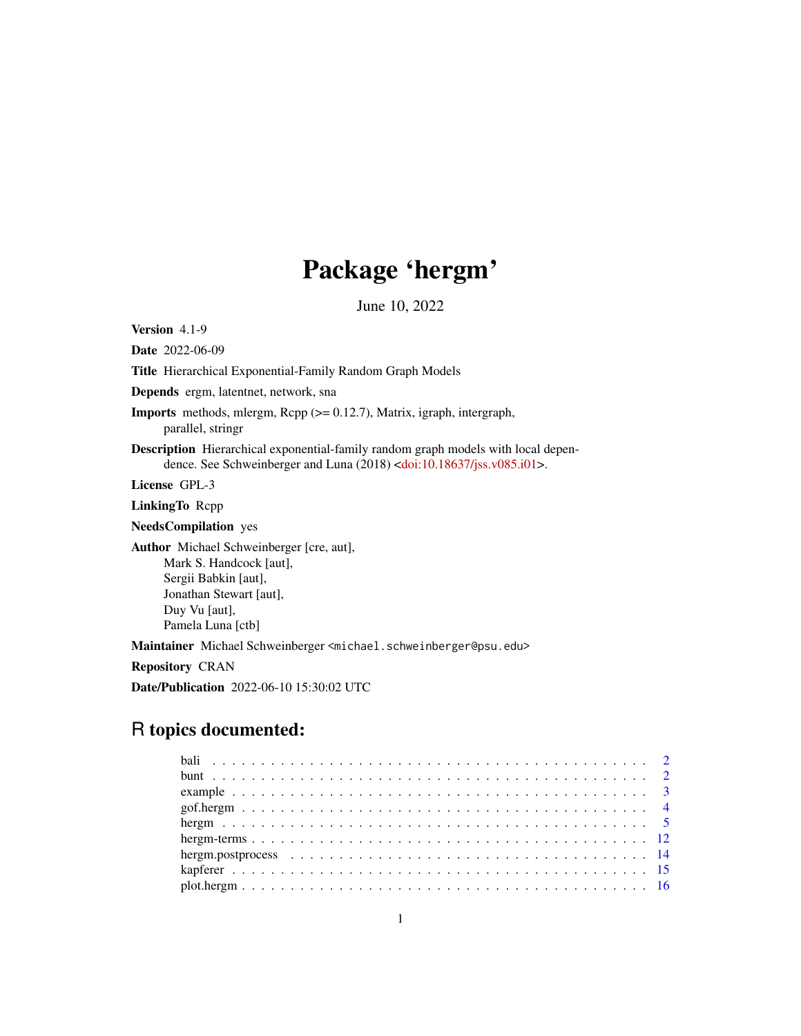# Package 'hergm'

June 10, 2022

**Version** 4.1-9

**Date** 2022-06-09

**Title** Hierarchical Exponential-Family Random Graph Models

**Depends** ergm, latentnet, network, sna

**Imports** methods, mlergm, Rcpp (>= 0.12.7), Matrix, igraph, intergraph, parallel, stringr

**Description** Hierarchical exponential-family random graph models with local dependence. See Schweinberger and Luna (2018) <doi:10.18637/jss.v085.i01>.

**License** GPL-3

**LinkingTo** Rcpp

**NeedsCompilation** yes

**Author** Michael Schweinberger [cre, aut],
Mark S. Handcock [aut],
Sergii Babkin [aut],
Jonathan Stewart [aut],
Duy Vu [aut],
Pamela Luna [ctb]

**Maintainer** Michael Schweinberger <michael.schweinberger@psu.edu>

**Repository** CRAN

**Date/Publication** 2022-06-10 15:30:02 UTC

## R topics documented:

| | |
|---|---|
| bali | 2 |
| bunt | 2 |
| example | 3 |
| gof.hergm | 4 |
| hergm | 5 |
| hergm-terms | 12 |
| hergm.postprocess | 14 |
| kapferer | 15 |
| plot.hergm | 16 |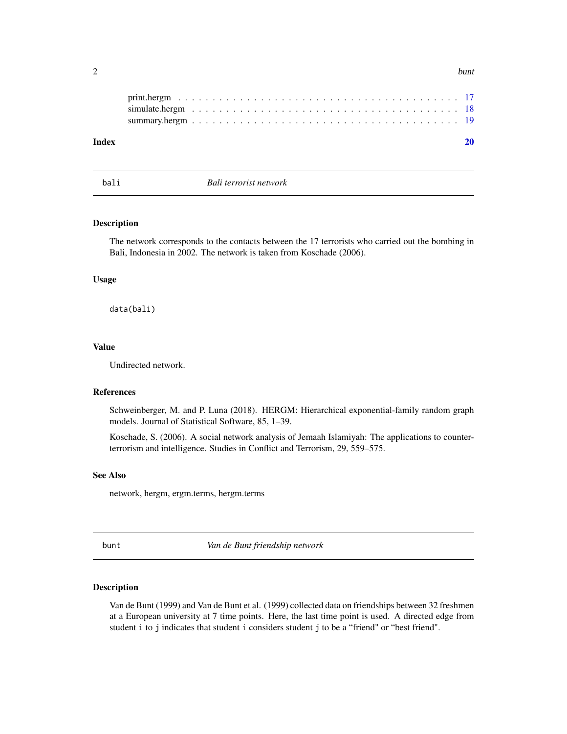print.hergm . . . . . . . . . . . . . . . . . . . . . . . . . . . . . . . . . . . . . . . . . 17
simulate.hergm . . . . . . . . . . . . . . . . . . . . . . . . . . . . . . . . . . . . . . 18
summary.hergm . . . . . . . . . . . . . . . . . . . . . . . . . . . . . . . . . . . . . . 19

**Index** **20**

---

bali *Bali terrorist network*

---

### Description

The network corresponds to the contacts between the 17 terrorists who carried out the bombing in Bali, Indonesia in 2002. The network is taken from Koschade (2006).

### Usage

```
data(bali)
```

### Value

Undirected network.

### References

Schweinberger, M. and P. Luna (2018). HERGM: Hierarchical exponential-family random graph models. Journal of Statistical Software, 85, 1–39.

Koschade, S. (2006). A social network analysis of Jemaah Islamiyah: The applications to counter-terrorism and intelligence. Studies in Conflict and Terrorism, 29, 559–575.

### See Also

network, hergm, ergm.terms, hergm.terms

---

bunt *Van de Bunt friendship network*

---

### Description

Van de Bunt (1999) and Van de Bunt et al. (1999) collected data on friendships between 32 freshmen at a European university at 7 time points. Here, the last time point is used. A directed edge from student `i` to `j` indicates that student `i` considers student `j` to be a “friend" or “best friend".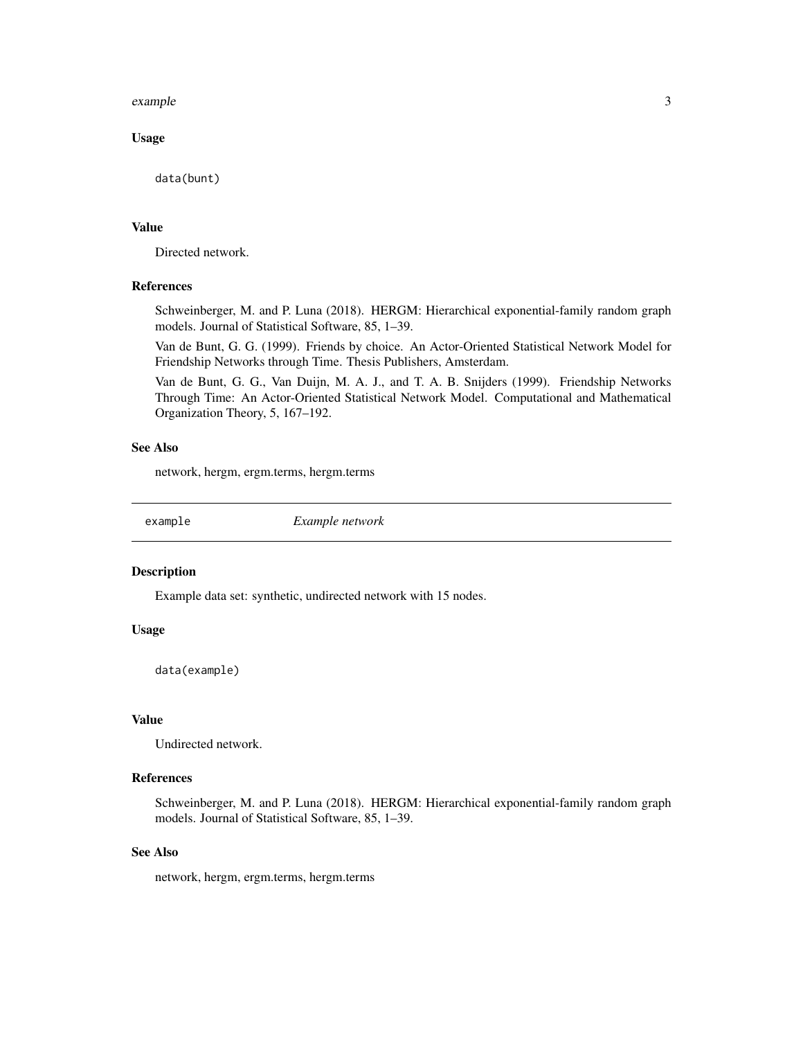### Usage

```
data(bunt)
```

### Value

Directed network.

### References

Schweinberger, M. and P. Luna (2018). HERGM: Hierarchical exponential-family random graph models. Journal of Statistical Software, 85, 1–39.

Van de Bunt, G. G. (1999). Friends by choice. An Actor-Oriented Statistical Network Model for Friendship Networks through Time. Thesis Publishers, Amsterdam.

Van de Bunt, G. G., Van Duijn, M. A. J., and T. A. B. Snijders (1999). Friendship Networks Through Time: An Actor-Oriented Statistical Network Model. Computational and Mathematical Organization Theory, 5, 167–192.

### See Also

network, hergm, ergm.terms, hergm.terms

---

## example *Example network*

---

### Description

Example data set: synthetic, undirected network with 15 nodes.

### Usage

```
data(example)
```

### Value

Undirected network.

### References

Schweinberger, M. and P. Luna (2018). HERGM: Hierarchical exponential-family random graph models. Journal of Statistical Software, 85, 1–39.

### See Also

network, hergm, ergm.terms, hergm.terms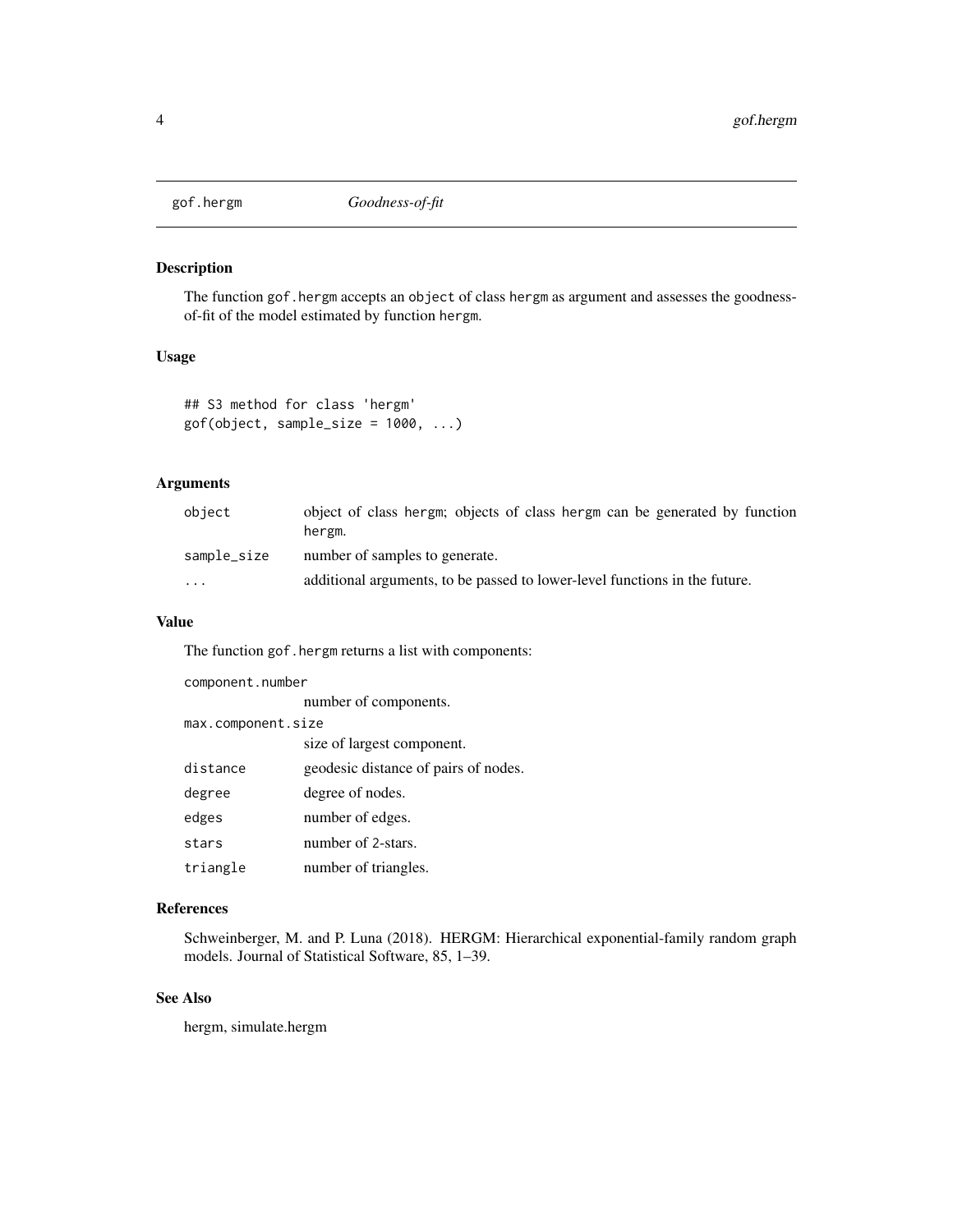# gof.hergm — *Goodness-of-fit*

## Description

The function `gof.hergm` accepts an `object` of class `hergm` as argument and assesses the goodness-of-fit of the model estimated by function `hergm`.

## Usage

```
## S3 method for class 'hergm'
gof(object, sample_size = 1000, ...)
```

## Arguments

| | |
|---|---|
| `object` | object of class `hergm`; objects of class `hergm` can be generated by function `hergm`. |
| `sample_size` | number of samples to generate. |
| `...` | additional arguments, to be passed to lower-level functions in the future. |

## Value

The function `gof.hergm` returns a list with components:

| | |
|---|---|
| `component.number` | number of components. |
| `max.component.size` | size of largest component. |
| `distance` | geodesic distance of pairs of nodes. |
| `degree` | degree of nodes. |
| `edges` | number of edges. |
| `stars` | number of 2-stars. |
| `triangle` | number of triangles. |

## References

Schweinberger, M. and P. Luna (2018). HERGM: Hierarchical exponential-family random graph models. Journal of Statistical Software, 85, 1–39.

## See Also

hergm, simulate.hergm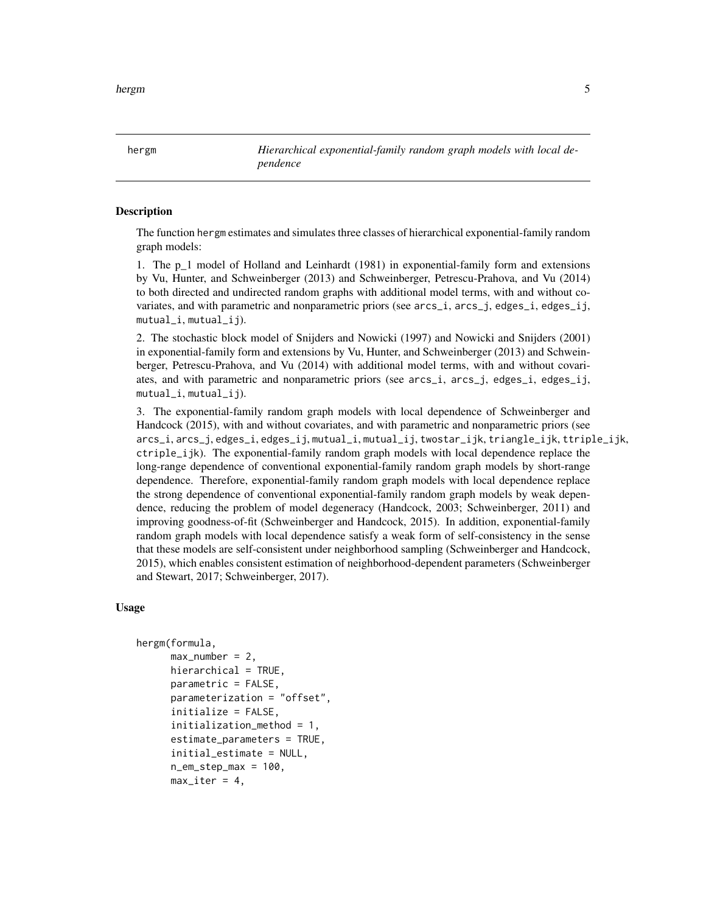hergm *Hierarchical exponential-family random graph models with local dependence*

## Description

The function hergm estimates and simulates three classes of hierarchical exponential-family random graph models:

1. The p_1 model of Holland and Leinhardt (1981) in exponential-family form and extensions by Vu, Hunter, and Schweinberger (2013) and Schweinberger, Petrescu-Prahova, and Vu (2014) to both directed and undirected random graphs with additional model terms, with and without covariates, and with parametric and nonparametric priors (see arcs_i, arcs_j, edges_i, edges_ij, mutual_i, mutual_ij).

2. The stochastic block model of Snijders and Nowicki (1997) and Nowicki and Snijders (2001) in exponential-family form and extensions by Vu, Hunter, and Schweinberger (2013) and Schweinberger, Petrescu-Prahova, and Vu (2014) with additional model terms, with and without covariates, and with parametric and nonparametric priors (see arcs_i, arcs_j, edges_i, edges_ij, mutual_i, mutual_ij).

3. The exponential-family random graph models with local dependence of Schweinberger and Handcock (2015), with and without covariates, and with parametric and nonparametric priors (see arcs_i, arcs_j, edges_i, edges_ij, mutual_i, mutual_ij, twostar_ijk, triangle_ijk, ttriple_ijk, ctriple_ijk). The exponential-family random graph models with local dependence replace the long-range dependence of conventional exponential-family random graph models by short-range dependence. Therefore, exponential-family random graph models with local dependence replace the strong dependence of conventional exponential-family random graph models by weak dependence, reducing the problem of model degeneracy (Handcock, 2003; Schweinberger, 2011) and improving goodness-of-fit (Schweinberger and Handcock, 2015). In addition, exponential-family random graph models with local dependence satisfy a weak form of self-consistency in the sense that these models are self-consistent under neighborhood sampling (Schweinberger and Handcock, 2015), which enables consistent estimation of neighborhood-dependent parameters (Schweinberger and Stewart, 2017; Schweinberger, 2017).

## Usage

```
hergm(formula,
      max_number = 2,
      hierarchical = TRUE,
      parametric = FALSE,
      parameterization = "offset",
      initialize = FALSE,
      initialization_method = 1,
      estimate_parameters = TRUE,
      initial_estimate = NULL,
      n_em_step_max = 100,
      max_iter = 4,
```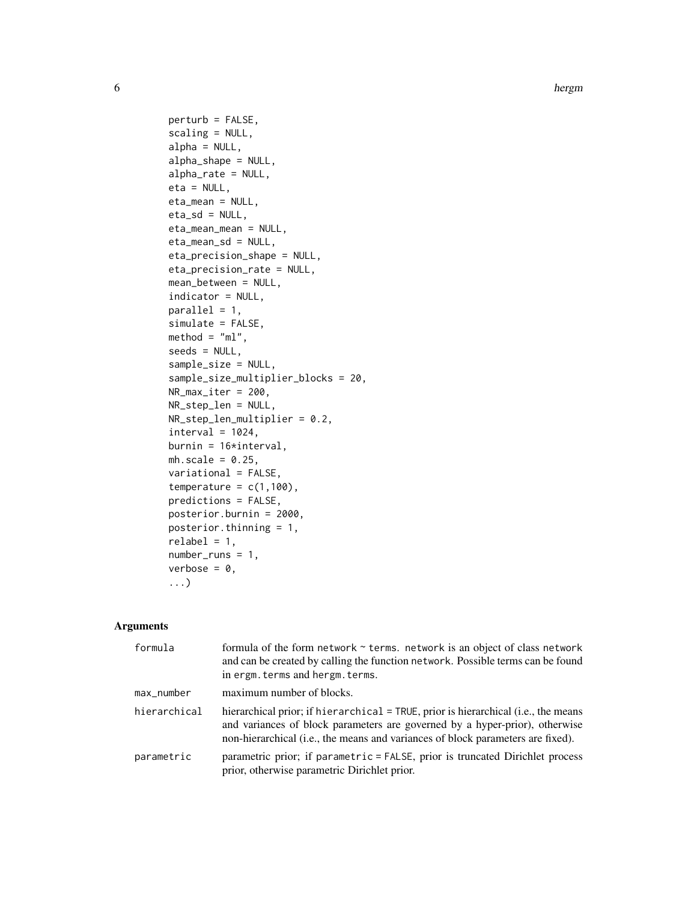```
        perturb = FALSE,
        scaling = NULL,
        alpha = NULL,
        alpha_shape = NULL,
        alpha_rate = NULL,
        eta = NULL,
        eta_mean = NULL,
        eta_sd = NULL,
        eta_mean_mean = NULL,
        eta_mean_sd = NULL,
        eta_precision_shape = NULL,
        eta_precision_rate = NULL,
        mean_between = NULL,
        indicator = NULL,
        parallel = 1,
        simulate = FALSE,
        method = "ml",
        seeds = NULL,
        sample_size = NULL,
        sample_size_multiplier_blocks = 20,
        NR_max_iter = 200,
        NR_step_len = NULL,
        NR_step_len_multiplier = 0.2,
        interval = 1024,
        burnin = 16*interval,
        mh.scale = 0.25,
        variational = FALSE,
        temperature = c(1,100),
        predictions = FALSE,
        posterior.burnin = 2000,
        posterior.thinning = 1,
        relabel = 1,
        number_runs = 1,
        verbose = 0,
        ...)
```

## Arguments

| | |
|---|---|
| formula | formula of the form network ~ terms. network is an object of class network and can be created by calling the function network. Possible terms can be found in ergm.terms and hergm.terms. |
| max_number | maximum number of blocks. |
| hierarchical | hierarchical prior; if hierarchical = TRUE, prior is hierarchical (i.e., the means and variances of block parameters are governed by a hyper-prior), otherwise non-hierarchical (i.e., the means and variances of block parameters are fixed). |
| parametric | parametric prior; if parametric = FALSE, prior is truncated Dirichlet process prior, otherwise parametric Dirichlet prior. |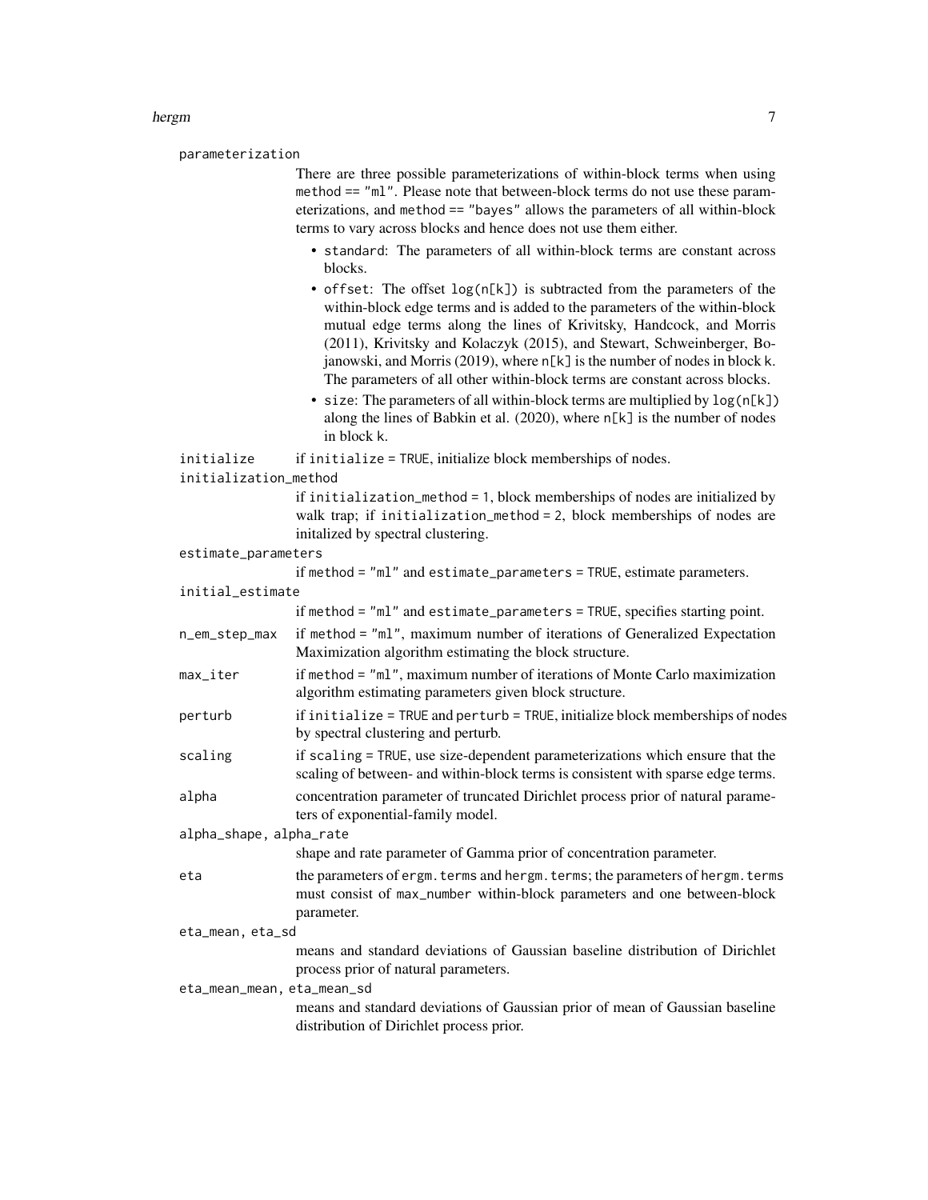`parameterization`
: There are three possible parameterizations of within-block terms when using `method == "ml"`. Please note that between-block terms do not use these parameterizations, and `method == "bayes"` allows the parameters of all within-block terms to vary across blocks and hence does not use them either.

  - `standard`: The parameters of all within-block terms are constant across blocks.
  - `offset`: The offset `log(n[k])` is subtracted from the parameters of the within-block edge terms and is added to the parameters of the within-block mutual edge terms along the lines of Krivitsky, Handcock, and Morris (2011), Krivitsky and Kolaczyk (2015), and Stewart, Schweinberger, Bojanowski, and Morris (2019), where `n[k]` is the number of nodes in block `k`. The parameters of all other within-block terms are constant across blocks.
  - `size`: The parameters of all within-block terms are multiplied by `log(n[k])` along the lines of Babkin et al. (2020), where `n[k]` is the number of nodes in block `k`.

`initialize`
: if `initialize = TRUE`, initialize block memberships of nodes.

`initialization_method`
: if `initialization_method = 1`, block memberships of nodes are initialized by walk trap; if `initialization_method = 2`, block memberships of nodes are initalized by spectral clustering.

`estimate_parameters`
: if `method = "ml"` and `estimate_parameters = TRUE`, estimate parameters.

`initial_estimate`
: if `method = "ml"` and `estimate_parameters = TRUE`, specifies starting point.

`n_em_step_max`
: if `method = "ml"`, maximum number of iterations of Generalized Expectation Maximization algorithm estimating the block structure.

`max_iter`
: if `method = "ml"`, maximum number of iterations of Monte Carlo maximization algorithm estimating parameters given block structure.

`perturb`
: if `initialize = TRUE` and `perturb = TRUE`, initialize block memberships of nodes by spectral clustering and perturb.

`scaling`
: if `scaling = TRUE`, use size-dependent parameterizations which ensure that the scaling of between- and within-block terms is consistent with sparse edge terms.

`alpha`
: concentration parameter of truncated Dirichlet process prior of natural parameters of exponential-family model.

`alpha_shape, alpha_rate`
: shape and rate parameter of Gamma prior of concentration parameter.

`eta`
: the parameters of `ergm.terms` and `hergm.terms`; the parameters of `hergm.terms` must consist of `max_number` within-block parameters and one between-block parameter.

`eta_mean, eta_sd`
: means and standard deviations of Gaussian baseline distribution of Dirichlet process prior of natural parameters.

`eta_mean_mean, eta_mean_sd`
: means and standard deviations of Gaussian prior of mean of Gaussian baseline distribution of Dirichlet process prior.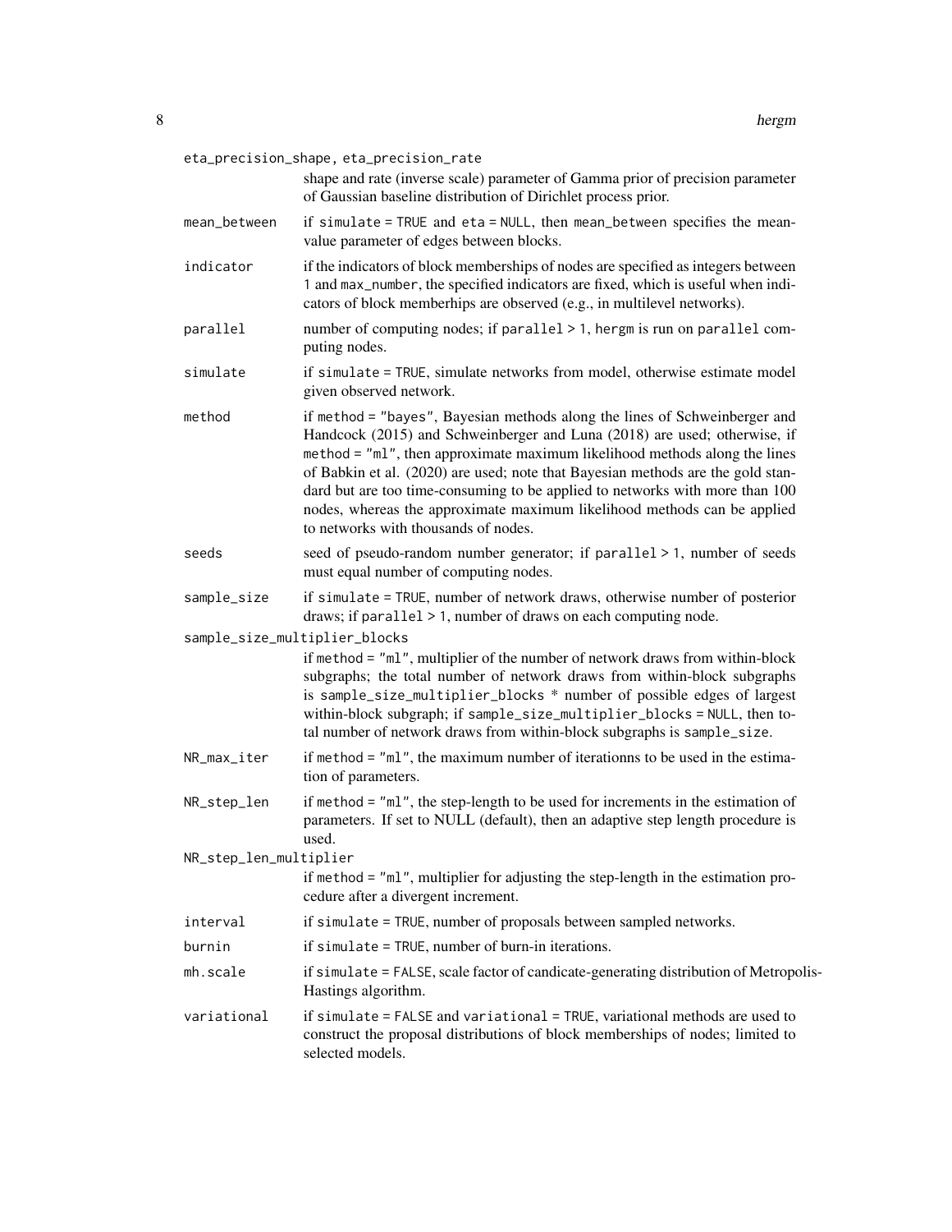`eta_precision_shape, eta_precision_rate`
: shape and rate (inverse scale) parameter of Gamma prior of precision parameter of Gaussian baseline distribution of Dirichlet process prior.

`mean_between`
: if `simulate = TRUE` and `eta = NULL`, then `mean_between` specifies the mean-value parameter of edges between blocks.

`indicator`
: if the indicators of block memberships of nodes are specified as integers between `1` and `max_number`, the specified indicators are fixed, which is useful when indicators of block memberhips are observed (e.g., in multilevel networks).

`parallel`
: number of computing nodes; if `parallel > 1`, `hergm` is run on `parallel` computing nodes.

`simulate`
: if `simulate = TRUE`, simulate networks from model, otherwise estimate model given observed network.

`method`
: if `method = "bayes"`, Bayesian methods along the lines of Schweinberger and Handcock (2015) and Schweinberger and Luna (2018) are used; otherwise, if `method = "ml"`, then approximate maximum likelihood methods along the lines of Babkin et al. (2020) are used; note that Bayesian methods are the gold standard but are too time-consuming to be applied to networks with more than 100 nodes, whereas the approximate maximum likelihood methods can be applied to networks with thousands of nodes.

`seeds`
: seed of pseudo-random number generator; if `parallel > 1`, number of seeds must equal number of computing nodes.

`sample_size`
: if `simulate = TRUE`, number of network draws, otherwise number of posterior draws; if `parallel > 1`, number of draws on each computing node.

`sample_size_multiplier_blocks`
: if `method = "ml"`, multiplier of the number of network draws from within-block subgraphs; the total number of network draws from within-block subgraphs is `sample_size_multiplier_blocks * number of possible edges of largest within-block subgraph`; if `sample_size_multiplier_blocks = NULL`, then total number of network draws from within-block subgraphs is `sample_size`.

`NR_max_iter`
: if `method = "ml"`, the maximum number of iterationns to be used in the estimation of parameters.

`NR_step_len`
: if `method = "ml"`, the step-length to be used for increments in the estimation of parameters. If set to NULL (default), then an adaptive step length procedure is used.

`NR_step_len_multiplier`
: if `method = "ml"`, multiplier for adjusting the step-length in the estimation procedure after a divergent increment.

`interval`
: if `simulate = TRUE`, number of proposals between sampled networks.

`burnin`
: if `simulate = TRUE`, number of burn-in iterations.

`mh.scale`
: if `simulate = FALSE`, scale factor of candicate-generating distribution of Metropolis-Hastings algorithm.

`variational`
: if `simulate = FALSE` and `variational = TRUE`, variational methods are used to construct the proposal distributions of block memberships of nodes; limited to selected models.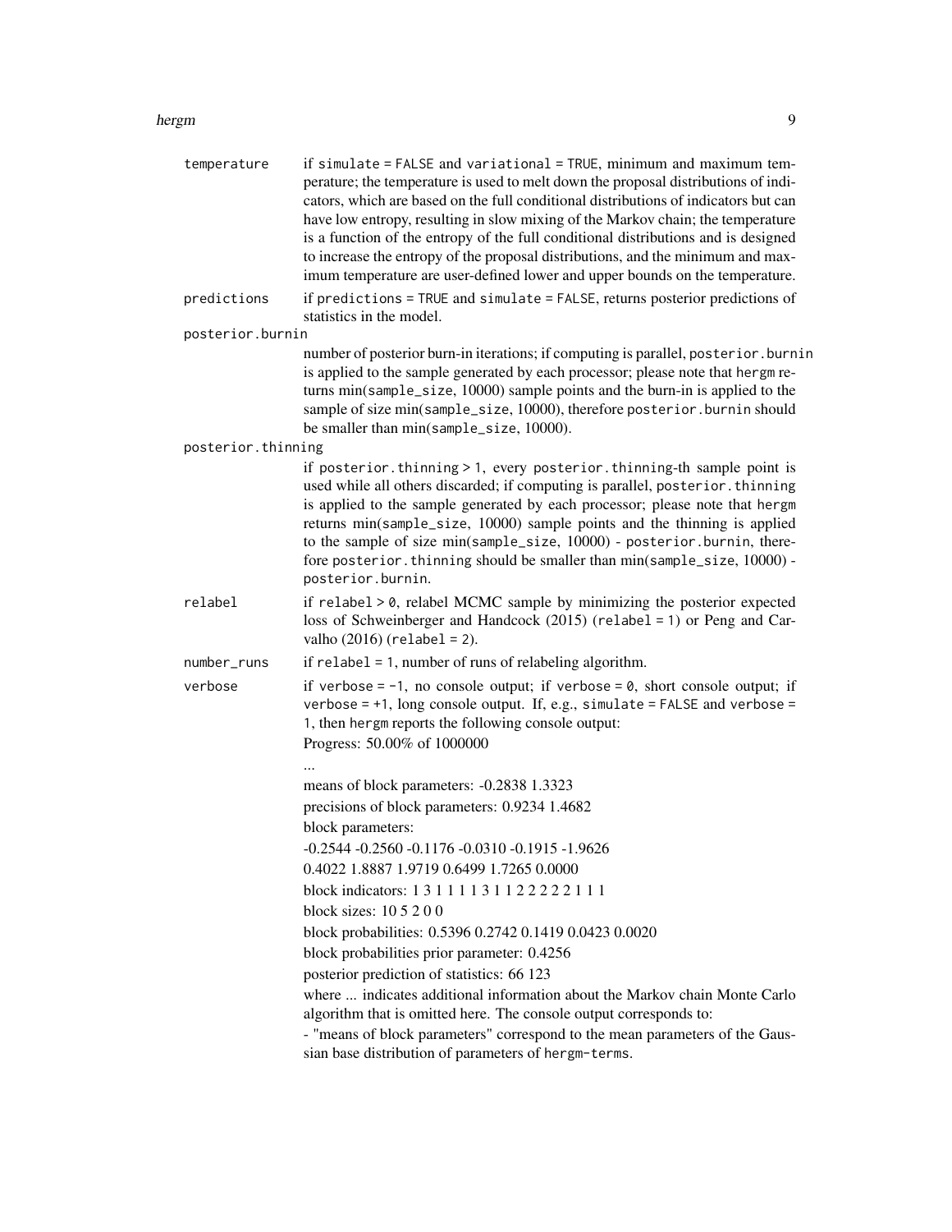**temperature** if `simulate = FALSE` and `variational = TRUE`, minimum and maximum temperature; the temperature is used to melt down the proposal distributions of indicators, which are based on the full conditional distributions of indicators but can have low entropy, resulting in slow mixing of the Markov chain; the temperature is a function of the entropy of the full conditional distributions and is designed to increase the entropy of the proposal distributions, and the minimum and maximum temperature are user-defined lower and upper bounds on the temperature.

**predictions** if `predictions = TRUE` and `simulate = FALSE`, returns posterior predictions of statistics in the model.

**posterior.burnin** number of posterior burn-in iterations; if computing is parallel, `posterior.burnin` is applied to the sample generated by each processor; please note that `hergm` returns min(`sample_size`, 10000) sample points and the burn-in is applied to the sample of size min(`sample_size`, 10000), therefore `posterior.burnin` should be smaller than min(`sample_size`, 10000).

**posterior.thinning** if `posterior.thinning > 1`, every `posterior.thinning`-th sample point is used while all others discarded; if computing is parallel, `posterior.thinning` is applied to the sample generated by each processor; please note that `hergm` returns min(`sample_size`, 10000) sample points and the thinning is applied to the sample of size min(`sample_size`, 10000) - `posterior.burnin`, therefore `posterior.thinning` should be smaller than min(`sample_size`, 10000) - `posterior.burnin`.

**relabel** if `relabel > 0`, relabel MCMC sample by minimizing the posterior expected loss of Schweinberger and Handcock (2015) (`relabel = 1`) or Peng and Carvalho (2016) (`relabel = 2`).

**number_runs** if `relabel = 1`, number of runs of relabeling algorithm.

**verbose** if `verbose = -1`, no console output; if `verbose = 0`, short console output; if `verbose = +1`, long console output. If, e.g., `simulate = FALSE` and `verbose = 1`, then `hergm` reports the following console output:

Progress: 50.00% of 1000000

...

means of block parameters: -0.2838 1.3323

precisions of block parameters: 0.9234 1.4682

block parameters:

-0.2544 -0.2560 -0.1176 -0.0310 -0.1915 -1.9626

0.4022 1.8887 1.9719 0.6499 1.7265 0.0000

block indicators: 1 3 1 1 1 1 3 1 1 2 2 2 2 2 1 1 1

block sizes: 10 5 2 0 0

block probabilities: 0.5396 0.2742 0.1419 0.0423 0.0020

block probabilities prior parameter: 0.4256

posterior prediction of statistics: 66 123

where ... indicates additional information about the Markov chain Monte Carlo algorithm that is omitted here. The console output corresponds to:

- "means of block parameters" correspond to the mean parameters of the Gaussian base distribution of parameters of `hergm-terms`.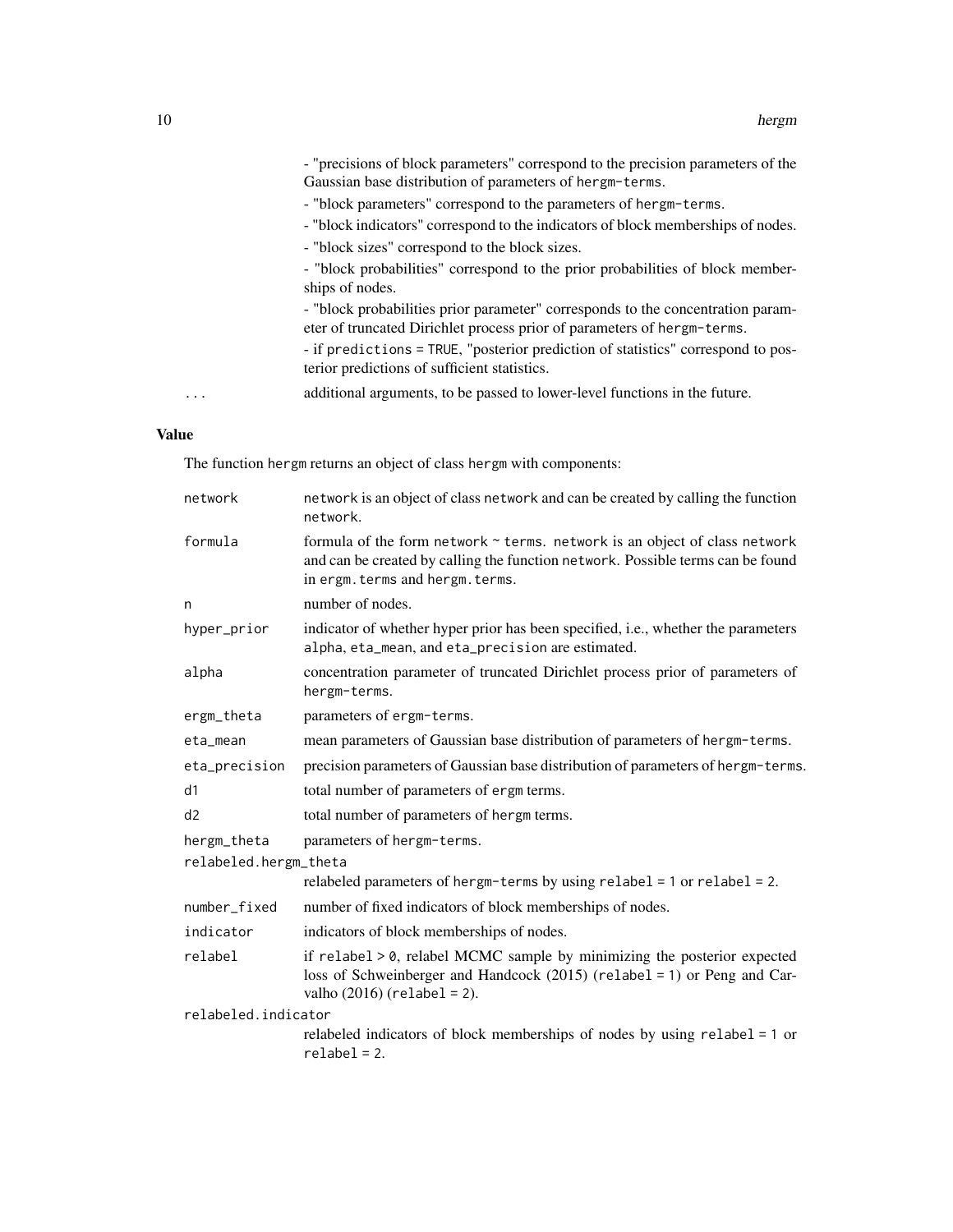- "precisions of block parameters" correspond to the precision parameters of the Gaussian base distribution of parameters of hergm-terms.

- "block parameters" correspond to the parameters of hergm-terms.

- "block indicators" correspond to the indicators of block memberships of nodes.

- "block sizes" correspond to the block sizes.

- "block probabilities" correspond to the prior probabilities of block memberships of nodes.

- "block probabilities prior parameter" corresponds to the concentration parameter of truncated Dirichlet process prior of parameters of hergm-terms.

- if predictions = TRUE, "posterior prediction of statistics" correspond to posterior predictions of sufficient statistics.

... additional arguments, to be passed to lower-level functions in the future.

## Value

The function hergm returns an object of class hergm with components:

| | |
|---|---|
| network | network is an object of class network and can be created by calling the function network. |
| formula | formula of the form network ~ terms. network is an object of class network and can be created by calling the function network. Possible terms can be found in ergm.terms and hergm.terms. |
| n | number of nodes. |
| hyper_prior | indicator of whether hyper prior has been specified, i.e., whether the parameters alpha, eta_mean, and eta_precision are estimated. |
| alpha | concentration parameter of truncated Dirichlet process prior of parameters of hergm-terms. |
| ergm_theta | parameters of ergm-terms. |
| eta_mean | mean parameters of Gaussian base distribution of parameters of hergm-terms. |
| eta_precision | precision parameters of Gaussian base distribution of parameters of hergm-terms. |
| d1 | total number of parameters of ergm terms. |
| d2 | total number of parameters of hergm terms. |
| hergm_theta | parameters of hergm-terms. |
| relabeled.hergm_theta | relabeled parameters of hergm-terms by using relabel = 1 or relabel = 2. |
| number_fixed | number of fixed indicators of block memberships of nodes. |
| indicator | indicators of block memberships of nodes. |
| relabel | if relabel > 0, relabel MCMC sample by minimizing the posterior expected loss of Schweinberger and Handcock (2015) (relabel = 1) or Peng and Carvalho (2016) (relabel = 2). |
| relabeled.indicator | relabeled indicators of block memberships of nodes by using relabel = 1 or relabel = 2. |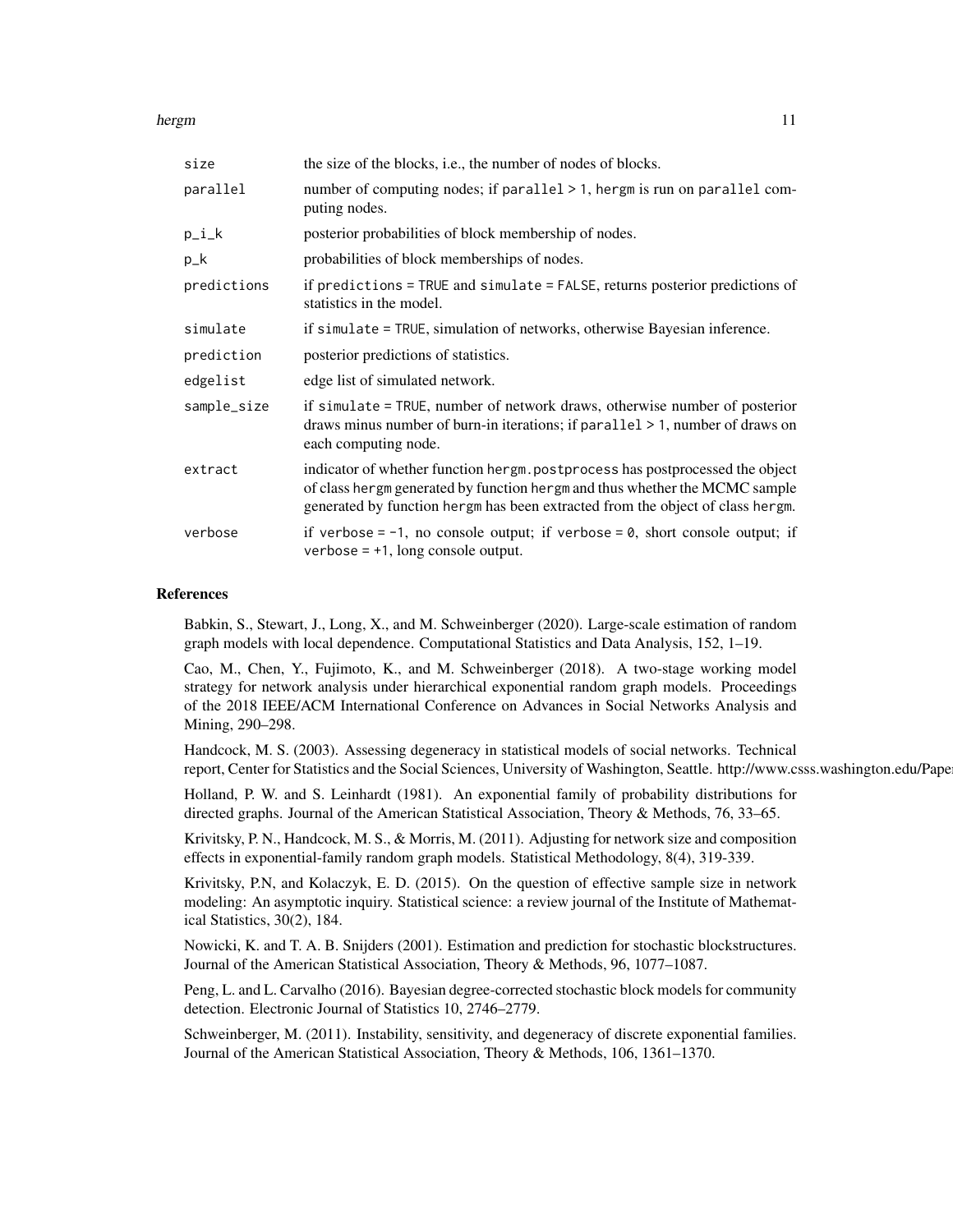| | |
|---|---|
| `size` | the size of the blocks, i.e., the number of nodes of blocks. |
| `parallel` | number of computing nodes; if `parallel > 1`, `hergm` is run on `parallel` computing nodes. |
| `p_i_k` | posterior probabilities of block membership of nodes. |
| `p_k` | probabilities of block memberships of nodes. |
| `predictions` | if `predictions = TRUE` and `simulate = FALSE`, returns posterior predictions of statistics in the model. |
| `simulate` | if `simulate = TRUE`, simulation of networks, otherwise Bayesian inference. |
| `prediction` | posterior predictions of statistics. |
| `edgelist` | edge list of simulated network. |
| `sample_size` | if `simulate = TRUE`, number of network draws, otherwise number of posterior draws minus number of burn-in iterations; if `parallel > 1`, number of draws on each computing node. |
| `extract` | indicator of whether function `hergm.postprocess` has postprocessed the object of class `hergm` generated by function `hergm` and thus whether the MCMC sample generated by function `hergm` has been extracted from the object of class `hergm`. |
| `verbose` | if `verbose = -1`, no console output; if `verbose = 0`, short console output; if `verbose = +1`, long console output. |

## References

Babkin, S., Stewart, J., Long, X., and M. Schweinberger (2020). Large-scale estimation of random graph models with local dependence. Computational Statistics and Data Analysis, 152, 1–19.

Cao, M., Chen, Y., Fujimoto, K., and M. Schweinberger (2018). A two-stage working model strategy for network analysis under hierarchical exponential random graph models. Proceedings of the 2018 IEEE/ACM International Conference on Advances in Social Networks Analysis and Mining, 290–298.

Handcock, M. S. (2003). Assessing degeneracy in statistical models of social networks. Technical report, Center for Statistics and the Social Sciences, University of Washington, Seattle. http://www.csss.washington.edu/Paper

Holland, P. W. and S. Leinhardt (1981). An exponential family of probability distributions for directed graphs. Journal of the American Statistical Association, Theory & Methods, 76, 33–65.

Krivitsky, P. N., Handcock, M. S., & Morris, M. (2011). Adjusting for network size and composition effects in exponential-family random graph models. Statistical Methodology, 8(4), 319-339.

Krivitsky, P.N, and Kolaczyk, E. D. (2015). On the question of effective sample size in network modeling: An asymptotic inquiry. Statistical science: a review journal of the Institute of Mathematical Statistics, 30(2), 184.

Nowicki, K. and T. A. B. Snijders (2001). Estimation and prediction for stochastic blockstructures. Journal of the American Statistical Association, Theory & Methods, 96, 1077–1087.

Peng, L. and L. Carvalho (2016). Bayesian degree-corrected stochastic block models for community detection. Electronic Journal of Statistics 10, 2746–2779.

Schweinberger, M. (2011). Instability, sensitivity, and degeneracy of discrete exponential families. Journal of the American Statistical Association, Theory & Methods, 106, 1361–1370.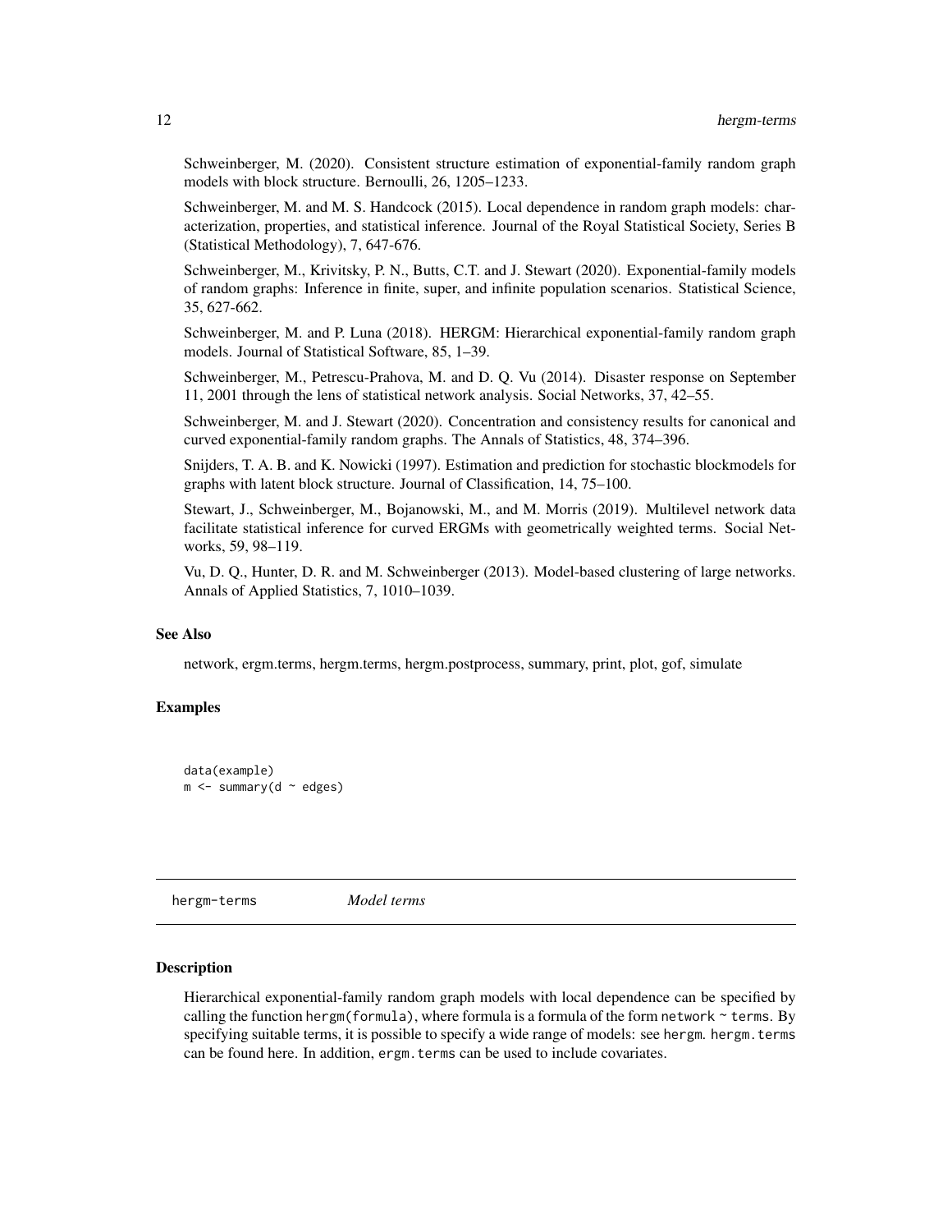Schweinberger, M. (2020). Consistent structure estimation of exponential-family random graph models with block structure. Bernoulli, 26, 1205–1233.

Schweinberger, M. and M. S. Handcock (2015). Local dependence in random graph models: characterization, properties, and statistical inference. Journal of the Royal Statistical Society, Series B (Statistical Methodology), 7, 647-676.

Schweinberger, M., Krivitsky, P. N., Butts, C.T. and J. Stewart (2020). Exponential-family models of random graphs: Inference in finite, super, and infinite population scenarios. Statistical Science, 35, 627-662.

Schweinberger, M. and P. Luna (2018). HERGM: Hierarchical exponential-family random graph models. Journal of Statistical Software, 85, 1–39.

Schweinberger, M., Petrescu-Prahova, M. and D. Q. Vu (2014). Disaster response on September 11, 2001 through the lens of statistical network analysis. Social Networks, 37, 42–55.

Schweinberger, M. and J. Stewart (2020). Concentration and consistency results for canonical and curved exponential-family random graphs. The Annals of Statistics, 48, 374–396.

Snijders, T. A. B. and K. Nowicki (1997). Estimation and prediction for stochastic blockmodels for graphs with latent block structure. Journal of Classification, 14, 75–100.

Stewart, J., Schweinberger, M., Bojanowski, M., and M. Morris (2019). Multilevel network data facilitate statistical inference for curved ERGMs with geometrically weighted terms. Social Networks, 59, 98–119.

Vu, D. Q., Hunter, D. R. and M. Schweinberger (2013). Model-based clustering of large networks. Annals of Applied Statistics, 7, 1010–1039.

### See Also

network, ergm.terms, hergm.terms, hergm.postprocess, summary, print, plot, gof, simulate

### Examples

```
data(example)
m <- summary(d ~ edges)
```

---

## hergm-terms *Model terms*

### Description

Hierarchical exponential-family random graph models with local dependence can be specified by calling the function `hergm(formula)`, where formula is a formula of the form `network ~ terms`. By specifying suitable terms, it is possible to specify a wide range of models: see hergm. `hergm.terms` can be found here. In addition, `ergm.terms` can be used to include covariates.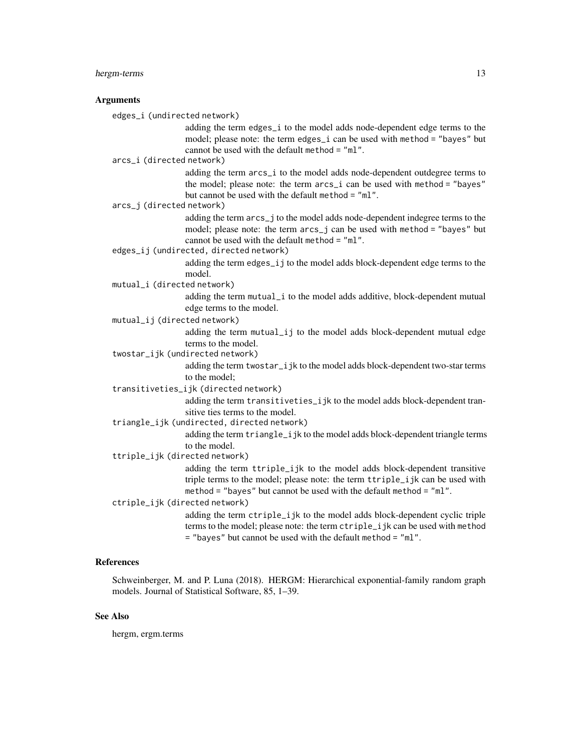## Arguments

**edges_i (undirected network)**
adding the term edges_i to the model adds node-dependent edge terms to the model; please note: the term edges_i can be used with method = "bayes" but cannot be used with the default method = "ml".

**arcs_i (directed network)**
adding the term arcs_i to the model adds node-dependent outdegree terms to the model; please note: the term arcs_i can be used with method = "bayes" but cannot be used with the default method = "ml".

**arcs_j (directed network)**
adding the term arcs_j to the model adds node-dependent indegree terms to the model; please note: the term arcs_j can be used with method = "bayes" but cannot be used with the default method = "ml".

**edges_ij (undirected, directed network)**
adding the term edges_ij to the model adds block-dependent edge terms to the model.

**mutual_i (directed network)**
adding the term mutual_i to the model adds additive, block-dependent mutual edge terms to the model.

**mutual_ij (directed network)**
adding the term mutual_ij to the model adds block-dependent mutual edge terms to the model.

**twostar_ijk (undirected network)**
adding the term twostar_ijk to the model adds block-dependent two-star terms to the model;

**transitiveties_ijk (directed network)**
adding the term transitiveties_ijk to the model adds block-dependent transitive ties terms to the model.

**triangle_ijk (undirected, directed network)**
adding the term triangle_ijk to the model adds block-dependent triangle terms to the model.

**ttriple_ijk (directed network)**
adding the term ttriple_ijk to the model adds block-dependent transitive triple terms to the model; please note: the term ttriple_ijk can be used with method = "bayes" but cannot be used with the default method = "ml".

**ctriple_ijk (directed network)**
adding the term ctriple_ijk to the model adds block-dependent cyclic triple terms to the model; please note: the term ctriple_ijk can be used with method = "bayes" but cannot be used with the default method = "ml".

## References

Schweinberger, M. and P. Luna (2018). HERGM: Hierarchical exponential-family random graph models. Journal of Statistical Software, 85, 1–39.

## See Also

hergm, ergm.terms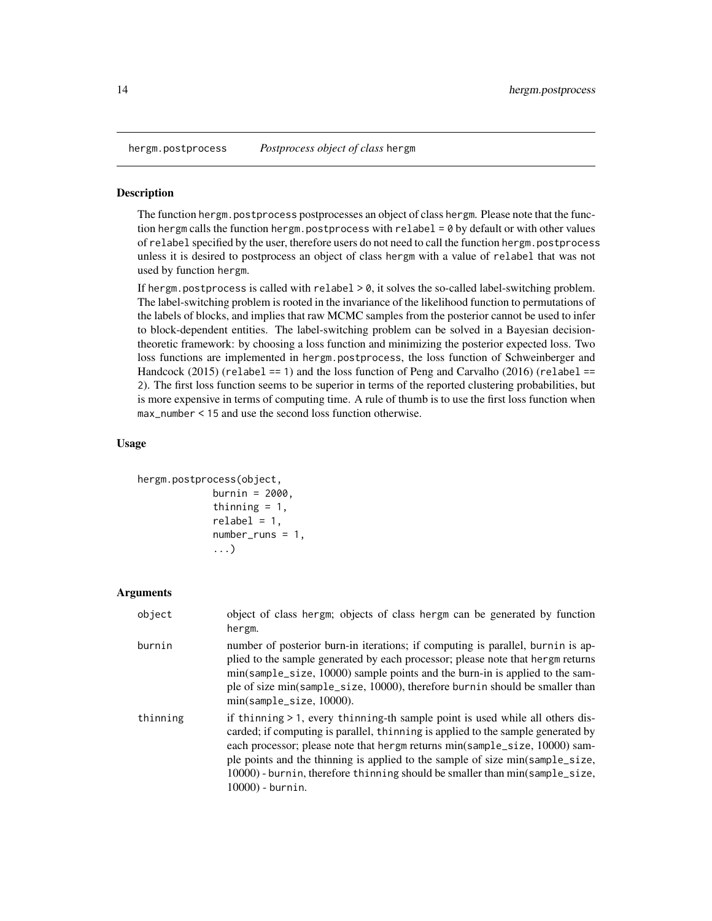hergm.postprocess — *Postprocess object of class* hergm

## Description

The function hergm.postprocess postprocesses an object of class hergm. Please note that the function hergm calls the function hergm.postprocess with relabel = 0 by default or with other values of relabel specified by the user, therefore users do not need to call the function hergm.postprocess unless it is desired to postprocess an object of class hergm with a value of relabel that was not used by function hergm.

If hergm.postprocess is called with relabel > 0, it solves the so-called label-switching problem. The label-switching problem is rooted in the invariance of the likelihood function to permutations of the labels of blocks, and implies that raw MCMC samples from the posterior cannot be used to infer to block-dependent entities. The label-switching problem can be solved in a Bayesian decision-theoretic framework: by choosing a loss function and minimizing the posterior expected loss. Two loss functions are implemented in hergm.postprocess, the loss function of Schweinberger and Handcock (2015) (relabel == 1) and the loss function of Peng and Carvalho (2016) (relabel == 2). The first loss function seems to be superior in terms of the reported clustering probabilities, but is more expensive in terms of computing time. A rule of thumb is to use the first loss function when max_number < 15 and use the second loss function otherwise.

## Usage

```
hergm.postprocess(object,
            burnin = 2000,
            thinning = 1,
            relabel = 1,
            number_runs = 1,
            ...)
```

## Arguments

| | |
|---|---|
| object | object of class hergm; objects of class hergm can be generated by function hergm. |
| burnin | number of posterior burn-in iterations; if computing is parallel, burnin is applied to the sample generated by each processor; please note that hergm returns min(sample_size, 10000) sample points and the burn-in is applied to the sample of size min(sample_size, 10000), therefore burnin should be smaller than min(sample_size, 10000). |
| thinning | if thinning > 1, every thinning-th sample point is used while all others discarded; if computing is parallel, thinning is applied to the sample generated by each processor; please note that hergm returns min(sample_size, 10000) sample points and the thinning is applied to the sample of size min(sample_size, 10000) - burnin, therefore thinning should be smaller than min(sample_size, 10000) - burnin. |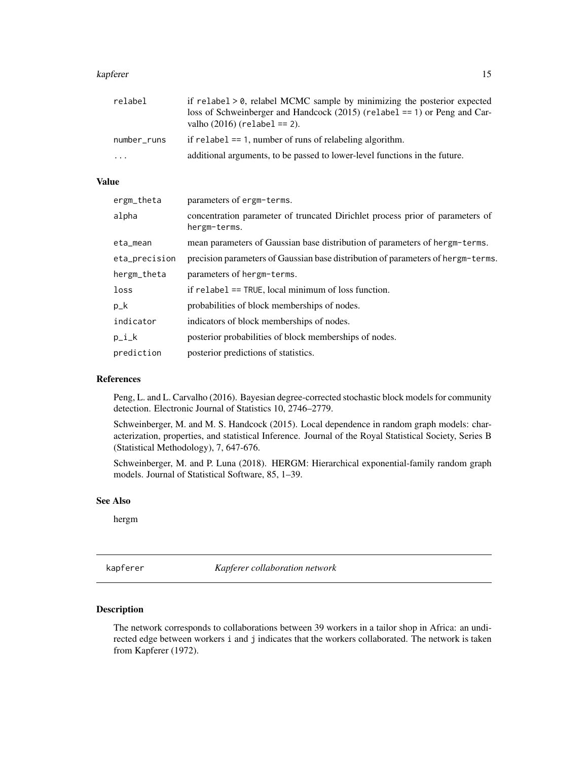| | |
|---|---|
| relabel | if relabel > 0, relabel MCMC sample by minimizing the posterior expected loss of Schweinberger and Handcock (2015) (relabel == 1) or Peng and Carvalho (2016) (relabel == 2). |
| number_runs | if relabel == 1, number of runs of relabeling algorithm. |
| ... | additional arguments, to be passed to lower-level functions in the future. |

## Value

| | |
|---|---|
| ergm_theta | parameters of ergm-terms. |
| alpha | concentration parameter of truncated Dirichlet process prior of parameters of hergm-terms. |
| eta_mean | mean parameters of Gaussian base distribution of parameters of hergm-terms. |
| eta_precision | precision parameters of Gaussian base distribution of parameters of hergm-terms. |
| hergm_theta | parameters of hergm-terms. |
| loss | if relabel == TRUE, local minimum of loss function. |
| p_k | probabilities of block memberships of nodes. |
| indicator | indicators of block memberships of nodes. |
| p_i_k | posterior probabilities of block memberships of nodes. |
| prediction | posterior predictions of statistics. |

## References

Peng, L. and L. Carvalho (2016). Bayesian degree-corrected stochastic block models for community detection. Electronic Journal of Statistics 10, 2746–2779.

Schweinberger, M. and M. S. Handcock (2015). Local dependence in random graph models: characterization, properties, and statistical Inference. Journal of the Royal Statistical Society, Series B (Statistical Methodology), 7, 647-676.

Schweinberger, M. and P. Luna (2018). HERGM: Hierarchical exponential-family random graph models. Journal of Statistical Software, 85, 1–39.

## See Also

hergm

---

# kapferer — *Kapferer collaboration network*

---

## Description

The network corresponds to collaborations between 39 workers in a tailor shop in Africa: an undirected edge between workers i and j indicates that the workers collaborated. The network is taken from Kapferer (1972).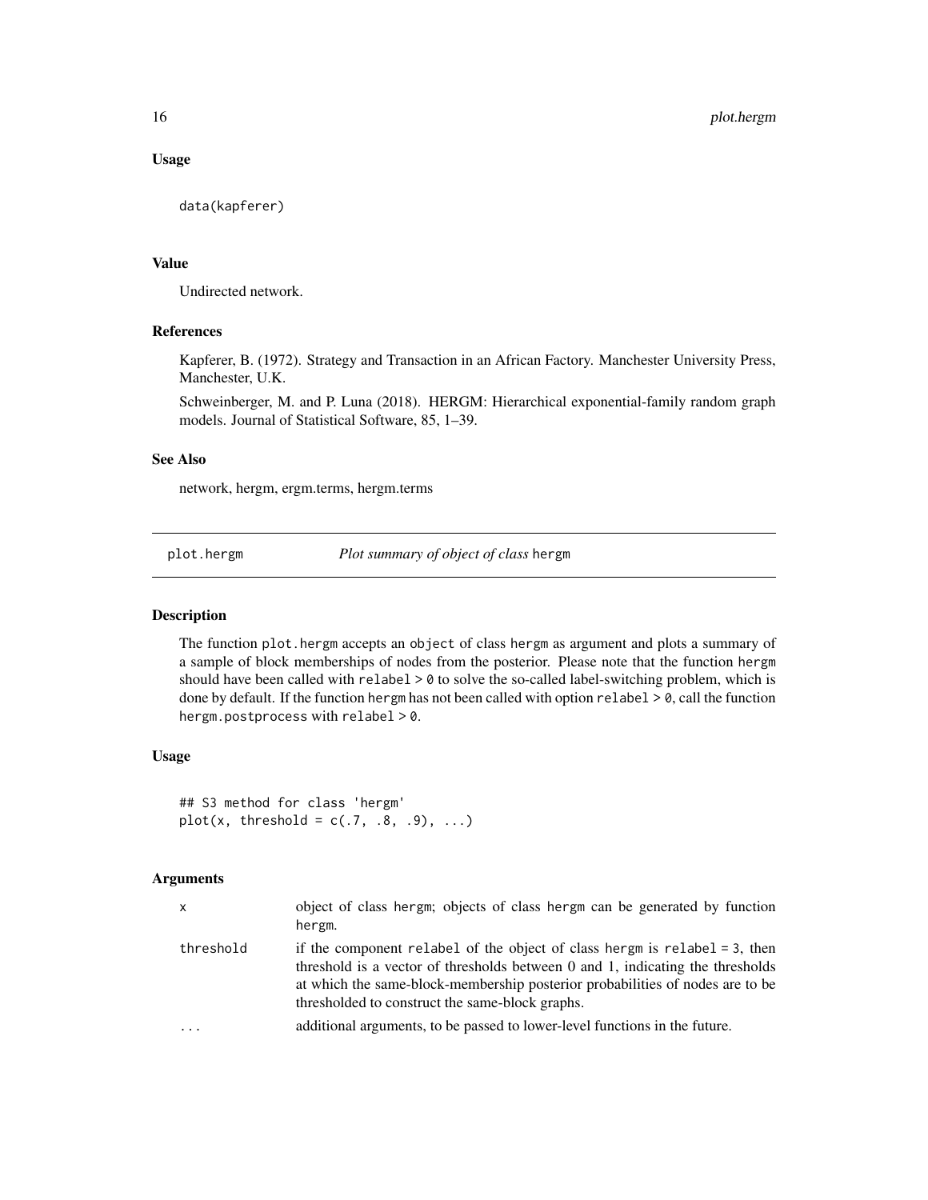### Usage

```
data(kapferer)
```

### Value

Undirected network.

### References

Kapferer, B. (1972). Strategy and Transaction in an African Factory. Manchester University Press, Manchester, U.K.

Schweinberger, M. and P. Luna (2018). HERGM: Hierarchical exponential-family random graph models. Journal of Statistical Software, 85, 1–39.

### See Also

network, hergm, ergm.terms, hergm.terms

---

## plot.hergm — *Plot summary of object of class* `hergm`

---

### Description

The function `plot.hergm` accepts an `object` of class `hergm` as argument and plots a summary of a sample of block memberships of nodes from the posterior. Please note that the function `hergm` should have been called with `relabel > 0` to solve the so-called label-switching problem, which is done by default. If the function `hergm` has not been called with option `relabel > 0`, call the function `hergm.postprocess` with `relabel > 0`.

### Usage

```
## S3 method for class 'hergm'
plot(x, threshold = c(.7, .8, .9), ...)
```

### Arguments

| | |
|---|---|
| `x` | object of class `hergm`; objects of class `hergm` can be generated by function `hergm`. |
| `threshold` | if the component `relabel` of the object of class `hergm` is `relabel = 3`, then threshold is a vector of thresholds between 0 and 1, indicating the thresholds at which the same-block-membership posterior probabilities of nodes are to be thresholded to construct the same-block graphs. |
| `...` | additional arguments, to be passed to lower-level functions in the future. |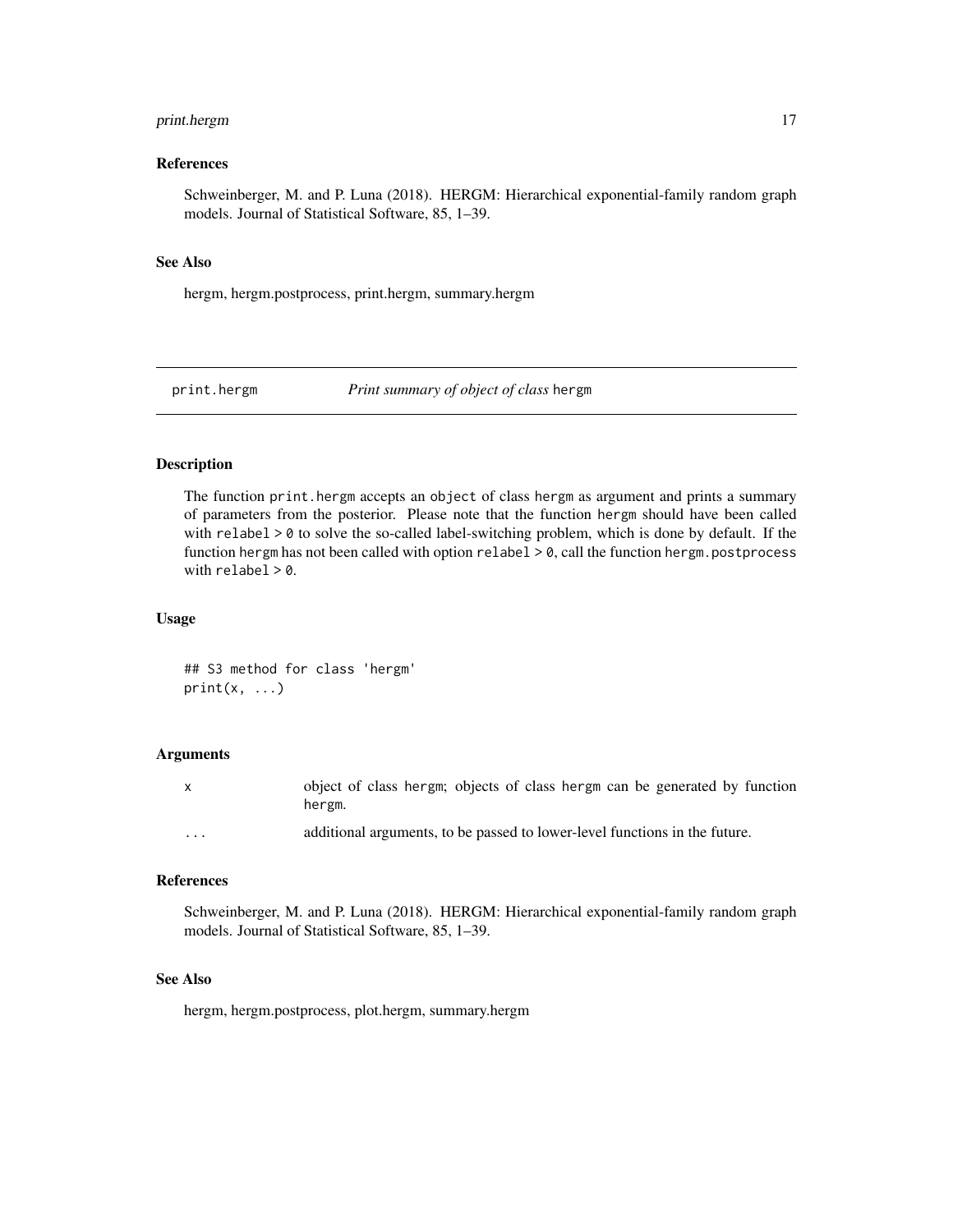### References

Schweinberger, M. and P. Luna (2018). HERGM: Hierarchical exponential-family random graph models. Journal of Statistical Software, 85, 1–39.

### See Also

hergm, hergm.postprocess, print.hergm, summary.hergm

---

## print.hergm — *Print summary of object of class* `hergm`

### Description

The function `print.hergm` accepts an `object` of class `hergm` as argument and prints a summary of parameters from the posterior. Please note that the function `hergm` should have been called with `relabel > 0` to solve the so-called label-switching problem, which is done by default. If the function `hergm` has not been called with option `relabel > 0`, call the function `hergm.postprocess` with `relabel > 0`.

### Usage

```
## S3 method for class 'hergm'
print(x, ...)
```

### Arguments

| | |
|---|---|
| `x` | object of class `hergm`; objects of class `hergm` can be generated by function `hergm`. |
| `...` | additional arguments, to be passed to lower-level functions in the future. |

### References

Schweinberger, M. and P. Luna (2018). HERGM: Hierarchical exponential-family random graph models. Journal of Statistical Software, 85, 1–39.

### See Also

hergm, hergm.postprocess, plot.hergm, summary.hergm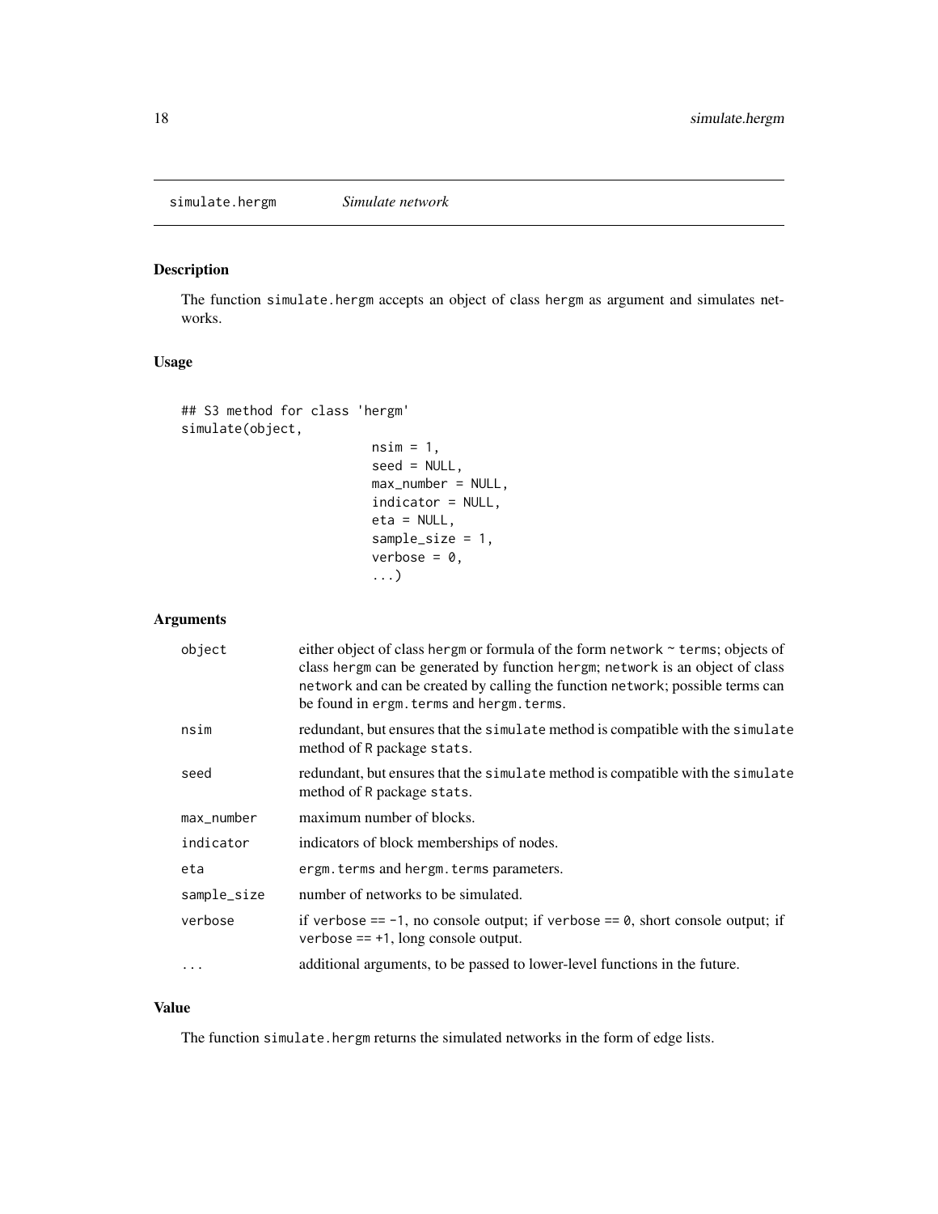simulate.hergm *Simulate network*

## Description

The function simulate.hergm accepts an object of class hergm as argument and simulates networks.

## Usage

```
## S3 method for class 'hergm'
simulate(object,
                         nsim = 1,
                         seed = NULL,
                         max_number = NULL,
                         indicator = NULL,
                         eta = NULL,
                         sample_size = 1,
                         verbose = 0,
                         ...)
```

## Arguments

| | |
|---|---|
| object | either object of class hergm or formula of the form network ~ terms; objects of class hergm can be generated by function hergm; network is an object of class network and can be created by calling the function network; possible terms can be found in ergm.terms and hergm.terms. |
| nsim | redundant, but ensures that the simulate method is compatible with the simulate method of R package stats. |
| seed | redundant, but ensures that the simulate method is compatible with the simulate method of R package stats. |
| max_number | maximum number of blocks. |
| indicator | indicators of block memberships of nodes. |
| eta | ergm.terms and hergm.terms parameters. |
| sample_size | number of networks to be simulated. |
| verbose | if verbose == -1, no console output; if verbose == 0, short console output; if verbose == +1, long console output. |
| ... | additional arguments, to be passed to lower-level functions in the future. |

## Value

The function simulate.hergm returns the simulated networks in the form of edge lists.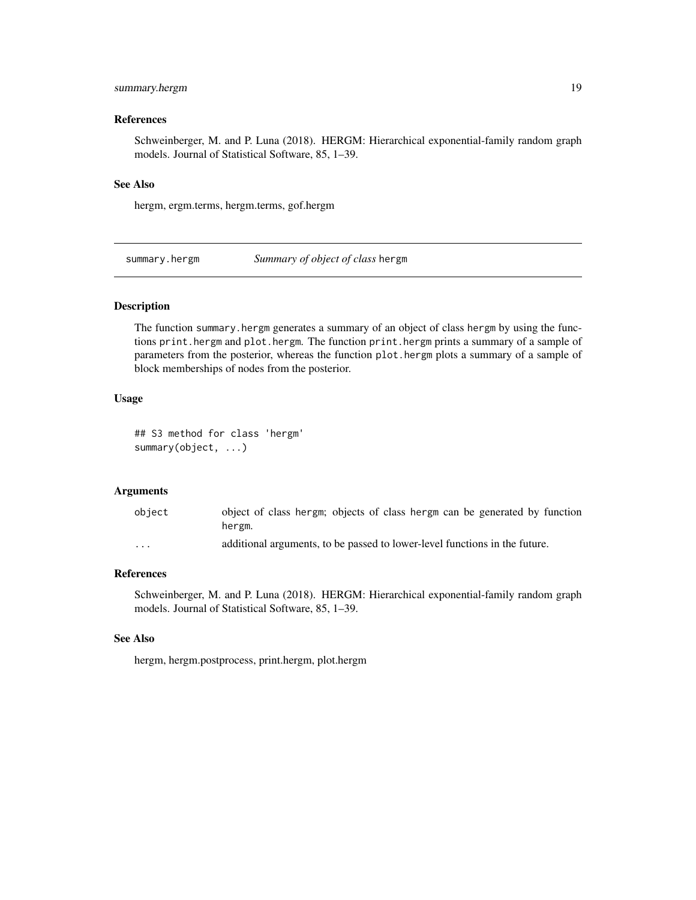### References

Schweinberger, M. and P. Luna (2018). HERGM: Hierarchical exponential-family random graph models. Journal of Statistical Software, 85, 1–39.

### See Also

hergm, ergm.terms, hergm.terms, gof.hergm

---

## summary.hergm — *Summary of object of class* hergm

---

### Description

The function `summary.hergm` generates a summary of an object of class `hergm` by using the functions `print.hergm` and `plot.hergm`. The function `print.hergm` prints a summary of a sample of parameters from the posterior, whereas the function `plot.hergm` plots a summary of a sample of block memberships of nodes from the posterior.

### Usage

```
## S3 method for class 'hergm'
summary(object, ...)
```

### Arguments

| | |
|---|---|
| `object` | object of class `hergm`; objects of class `hergm` can be generated by function `hergm`. |
| `...` | additional arguments, to be passed to lower-level functions in the future. |

### References

Schweinberger, M. and P. Luna (2018). HERGM: Hierarchical exponential-family random graph models. Journal of Statistical Software, 85, 1–39.

### See Also

hergm, hergm.postprocess, print.hergm, plot.hergm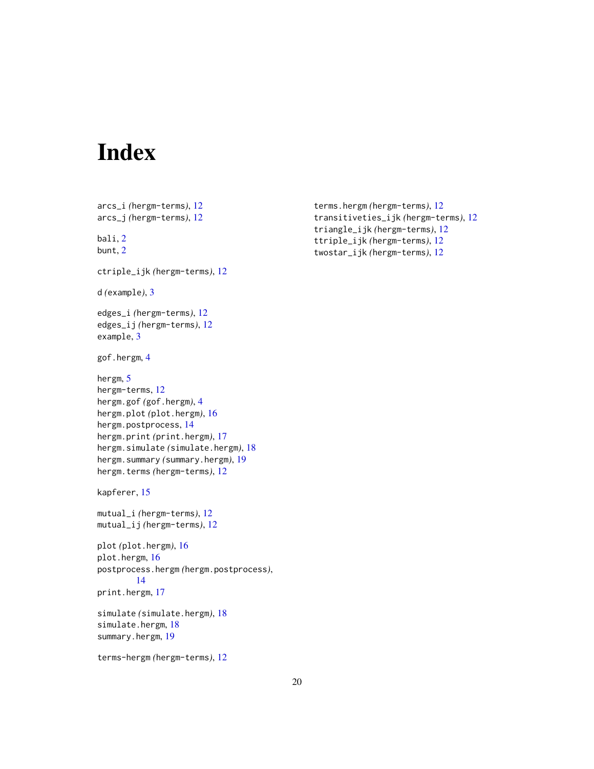# Index

arcs_i (hergm-terms), 12
arcs_j (hergm-terms), 12

bali, 2
bunt, 2

ctriple_ijk (hergm-terms), 12

d (example), 3

edges_i (hergm-terms), 12
edges_ij (hergm-terms), 12
example, 3

gof.hergm, 4

hergm, 5
hergm-terms, 12
hergm.gof (gof.hergm), 4
hergm.plot (plot.hergm), 16
hergm.postprocess, 14
hergm.print (print.hergm), 17
hergm.simulate (simulate.hergm), 18
hergm.summary (summary.hergm), 19
hergm.terms (hergm-terms), 12

kapferer, 15

mutual_i (hergm-terms), 12
mutual_ij (hergm-terms), 12

plot (plot.hergm), 16
plot.hergm, 16
postprocess.hergm (hergm.postprocess), 14
print.hergm, 17

simulate (simulate.hergm), 18
simulate.hergm, 18
summary.hergm, 19

terms-hergm (hergm-terms), 12
terms.hergm (hergm-terms), 12
transitiveties_ijk (hergm-terms), 12
triangle_ijk (hergm-terms), 12
ttriple_ijk (hergm-terms), 12
twostar_ijk (hergm-terms), 12